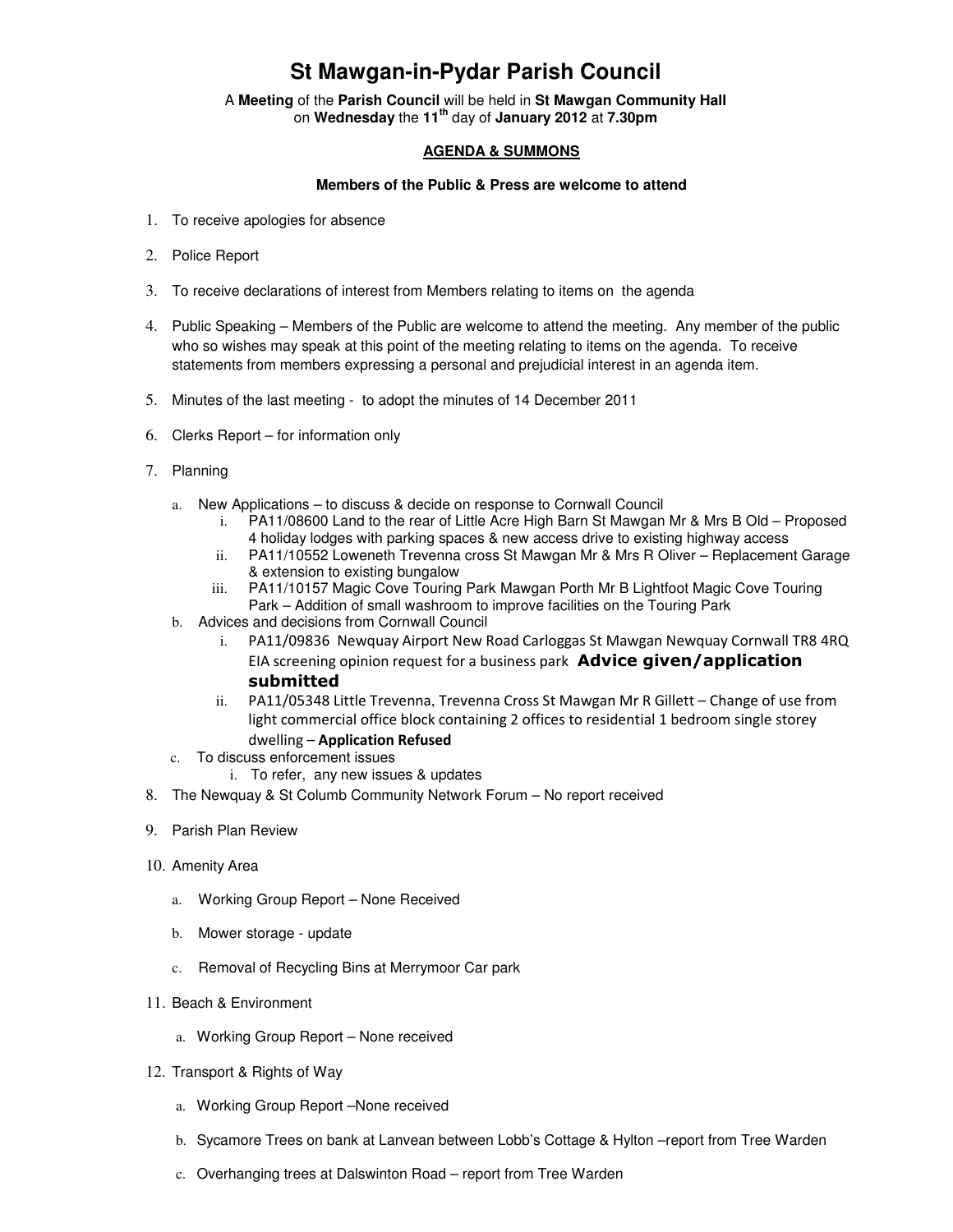# St Mawgan-in-Pydar Parish Council

A **Meeting** of the **Parish Council** will be held in **St Mawgan Community Hall** on **Wednesday** the **11th** day of **January 2012** at **7.30pm**

**AGENDA & SUMMONS**

**Members of the Public & Press are welcome to attend**

1. To receive apologies for absence
2. Police Report
3. To receive declarations of interest from Members relating to items on the agenda
4. Public Speaking – Members of the Public are welcome to attend the meeting. Any member of the public who so wishes may speak at this point of the meeting relating to items on the agenda. To receive statements from members expressing a personal and prejudicial interest in an agenda item.
5. Minutes of the last meeting - to adopt the minutes of 14 December 2011
6. Clerks Report – for information only
7. Planning
   a. New Applications – to discuss & decide on response to Cornwall Council
      i. PA11/08600 Land to the rear of Little Acre High Barn St Mawgan Mr & Mrs B Old – Proposed 4 holiday lodges with parking spaces & new access drive to existing highway access
      ii. PA11/10552 Loweneth Trevenna cross St Mawgan Mr & Mrs R Oliver – Replacement Garage & extension to existing bungalow
      iii. PA11/10157 Magic Cove Touring Park Mawgan Porth Mr B Lightfoot Magic Cove Touring Park – Addition of small washroom to improve facilities on the Touring Park
   b. Advices and decisions from Cornwall Council
      i. PA11/09836 Newquay Airport New Road Carloggas St Mawgan Newquay Cornwall TR8 4RQ EIA screening opinion request for a business park **Advice given/application submitted**
      ii. PA11/05348 Little Trevenna, Trevenna Cross St Mawgan Mr R Gillett – Change of use from light commercial office block containing 2 offices to residential 1 bedroom single storey dwelling – **Application Refused**
   c. To discuss enforcement issues
      i. To refer, any new issues & updates
8. The Newquay & St Columb Community Network Forum – No report received
9. Parish Plan Review
10. Amenity Area
    a. Working Group Report – None Received
    b. Mower storage - update
    c. Removal of Recycling Bins at Merrymoor Car park
11. Beach & Environment
    a. Working Group Report – None received
12. Transport & Rights of Way
    a. Working Group Report –None received
    b. Sycamore Trees on bank at Lanvean between Lobb's Cottage & Hylton –report from Tree Warden
    c. Overhanging trees at Dalswinton Road – report from Tree Warden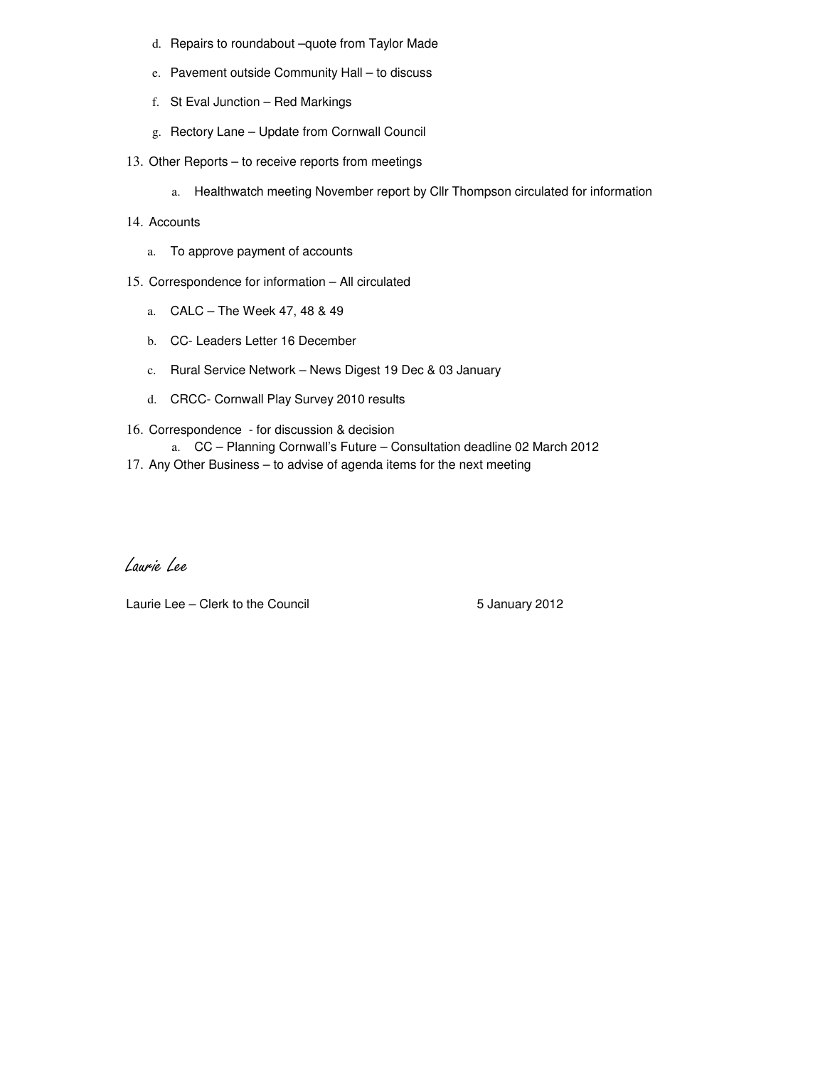d. Repairs to roundabout –quote from Taylor Made

e. Pavement outside Community Hall – to discuss

f. St Eval Junction – Red Markings

g. Rectory Lane – Update from Cornwall Council

13. Other Reports – to receive reports from meetings

    a. Healthwatch meeting November report by Cllr Thompson circulated for information

14. Accounts

    a. To approve payment of accounts

15. Correspondence for information – All circulated

    a. CALC – The Week 47, 48 & 49

    b. CC- Leaders Letter 16 December

    c. Rural Service Network – News Digest 19 Dec & 03 January

    d. CRCC- Cornwall Play Survey 2010 results

16. Correspondence - for discussion & decision

    a. CC – Planning Cornwall's Future – Consultation deadline 02 March 2012

17. Any Other Business – to advise of agenda items for the next meeting

*Laurie Lee*

Laurie Lee – Clerk to the Council 5 January 2012